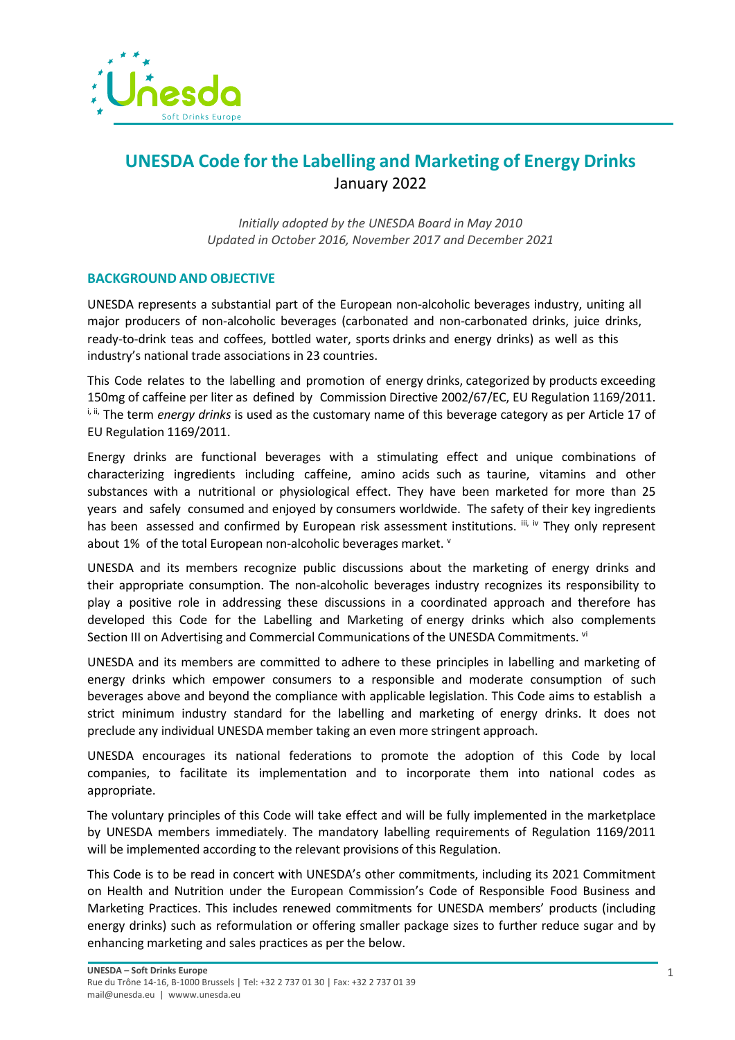# UNESDA Code for the Labelling and Marketing of Energy Drinks

January 2022

*Initially adopted by the UNESDA Board in May 2010*
*Updated in October 2016, November 2017 and December 2021*

## BACKGROUND AND OBJECTIVE

UNESDA represents a substantial part of the European non-alcoholic beverages industry, uniting all major producers of non-alcoholic beverages (carbonated and non-carbonated drinks, juice drinks, ready-to-drink teas and coffees, bottled water, sports drinks and energy drinks) as well as this industry's national trade associations in 23 countries.

This Code relates to the labelling and promotion of energy drinks, categorized by products exceeding 150mg of caffeine per liter as defined by Commission Directive 2002/67/EC, EU Regulation 1169/2011. [i, ii] The term *energy drinks* is used as the customary name of this beverage category as per Article 17 of EU Regulation 1169/2011.

Energy drinks are functional beverages with a stimulating effect and unique combinations of characterizing ingredients including caffeine, amino acids such as taurine, vitamins and other substances with a nutritional or physiological effect. They have been marketed for more than 25 years and safely consumed and enjoyed by consumers worldwide. The safety of their key ingredients has been assessed and confirmed by European risk assessment institutions. [iii, iv] They only represent about 1% of the total European non-alcoholic beverages market. [v]

UNESDA and its members recognize public discussions about the marketing of energy drinks and their appropriate consumption. The non-alcoholic beverages industry recognizes its responsibility to play a positive role in addressing these discussions in a coordinated approach and therefore has developed this Code for the Labelling and Marketing of energy drinks which also complements Section III on Advertising and Commercial Communications of the UNESDA Commitments. [vi]

UNESDA and its members are committed to adhere to these principles in labelling and marketing of energy drinks which empower consumers to a responsible and moderate consumption of such beverages above and beyond the compliance with applicable legislation. This Code aims to establish a strict minimum industry standard for the labelling and marketing of energy drinks. It does not preclude any individual UNESDA member taking an even more stringent approach.

UNESDA encourages its national federations to promote the adoption of this Code by local companies, to facilitate its implementation and to incorporate them into national codes as appropriate.

The voluntary principles of this Code will take effect and will be fully implemented in the marketplace by UNESDA members immediately. The mandatory labelling requirements of Regulation 1169/2011 will be implemented according to the relevant provisions of this Regulation.

This Code is to be read in concert with UNESDA's other commitments, including its 2021 Commitment on Health and Nutrition under the European Commission's Code of Responsible Food Business and Marketing Practices. This includes renewed commitments for UNESDA members' products (including energy drinks) such as reformulation or offering smaller package sizes to further reduce sugar and by enhancing marketing and sales practices as per the below.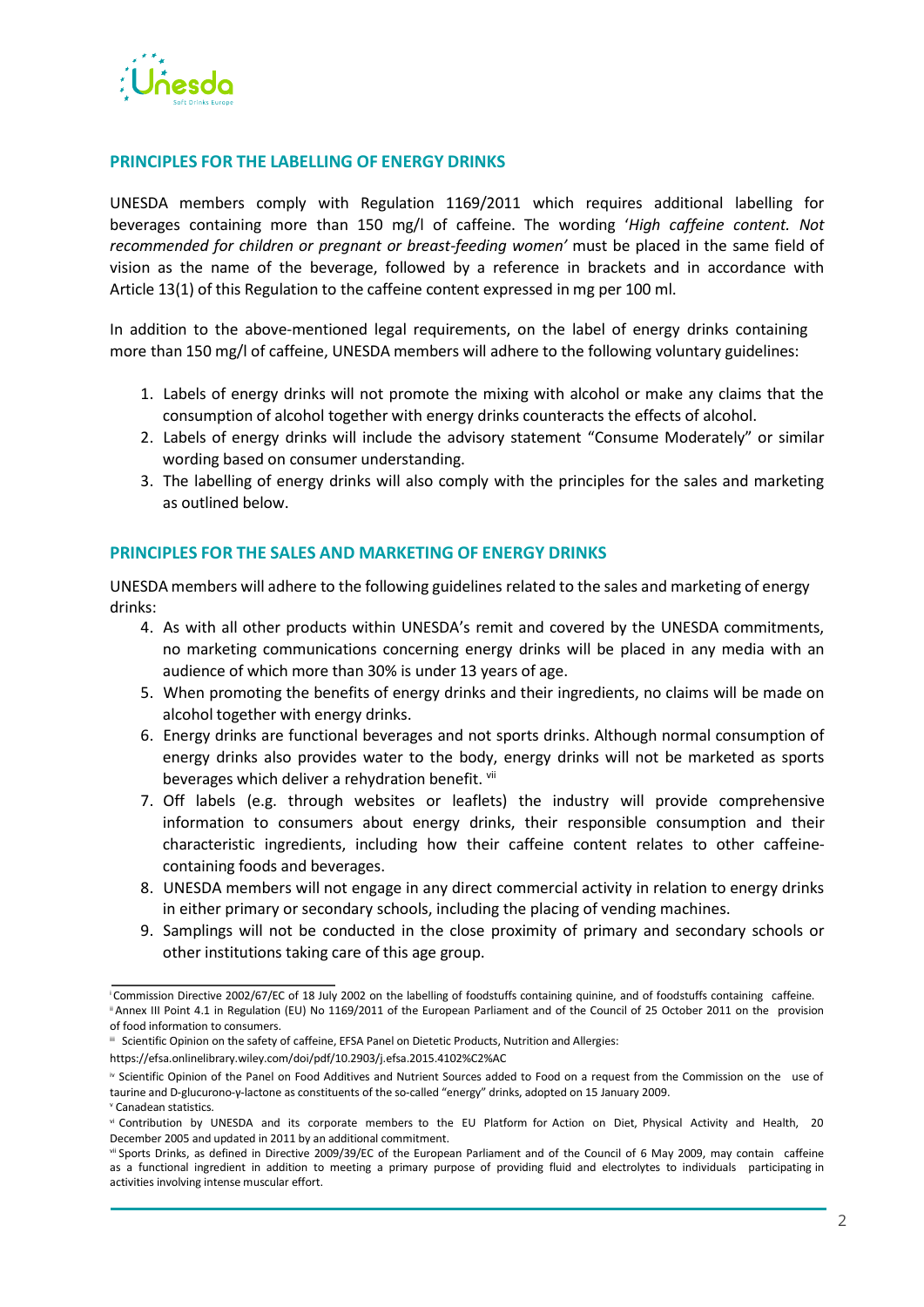## PRINCIPLES FOR THE LABELLING OF ENERGY DRINKS

UNESDA members comply with Regulation 1169/2011 which requires additional labelling for beverages containing more than 150 mg/l of caffeine. The wording '*High caffeine content. Not recommended for children or pregnant or breast-feeding women'* must be placed in the same field of vision as the name of the beverage, followed by a reference in brackets and in accordance with Article 13(1) of this Regulation to the caffeine content expressed in mg per 100 ml.

In addition to the above-mentioned legal requirements, on the label of energy drinks containing more than 150 mg/l of caffeine, UNESDA members will adhere to the following voluntary guidelines:

1. Labels of energy drinks will not promote the mixing with alcohol or make any claims that the consumption of alcohol together with energy drinks counteracts the effects of alcohol.
2. Labels of energy drinks will include the advisory statement "Consume Moderately" or similar wording based on consumer understanding.
3. The labelling of energy drinks will also comply with the principles for the sales and marketing as outlined below.

## PRINCIPLES FOR THE SALES AND MARKETING OF ENERGY DRINKS

UNESDA members will adhere to the following guidelines related to the sales and marketing of energy drinks:

4. As with all other products within UNESDA's remit and covered by the UNESDA commitments, no marketing communications concerning energy drinks will be placed in any media with an audience of which more than 30% is under 13 years of age.
5. When promoting the benefits of energy drinks and their ingredients, no claims will be made on alcohol together with energy drinks.
6. Energy drinks are functional beverages and not sports drinks. Although normal consumption of energy drinks also provides water to the body, energy drinks will not be marketed as sports beverages which deliver a rehydration benefit. [vii]
7. Off labels (e.g. through websites or leaflets) the industry will provide comprehensive information to consumers about energy drinks, their responsible consumption and their characteristic ingredients, including how their caffeine content relates to other caffeine-containing foods and beverages.
8. UNESDA members will not engage in any direct commercial activity in relation to energy drinks in either primary or secondary schools, including the placing of vending machines.
9. Samplings will not be conducted in the close proximity of primary and secondary schools or other institutions taking care of this age group.

---

[i] Commission Directive 2002/67/EC of 18 July 2002 on the labelling of foodstuffs containing quinine, and of foodstuffs containing caffeine.

[ii] Annex III Point 4.1 in Regulation (EU) No 1169/2011 of the European Parliament and of the Council of 25 October 2011 on the provision of food information to consumers.

[iii] Scientific Opinion on the safety of caffeine, EFSA Panel on Dietetic Products, Nutrition and Allergies:
https://efsa.onlinelibrary.wiley.com/doi/pdf/10.2903/j.efsa.2015.4102%C2%AC

[iv] Scientific Opinion of the Panel on Food Additives and Nutrient Sources added to Food on a request from the Commission on the use of taurine and D-glucurono-γ-lactone as constituents of the so-called "energy" drinks, adopted on 15 January 2009.

[v] Canadean statistics.

[vi] Contribution by UNESDA and its corporate members to the EU Platform for Action on Diet, Physical Activity and Health, 20 December 2005 and updated in 2011 by an additional commitment.

[vii] Sports Drinks, as defined in Directive 2009/39/EC of the European Parliament and of the Council of 6 May 2009, may contain caffeine as a functional ingredient in addition to meeting a primary purpose of providing fluid and electrolytes to individuals participating in activities involving intense muscular effort.